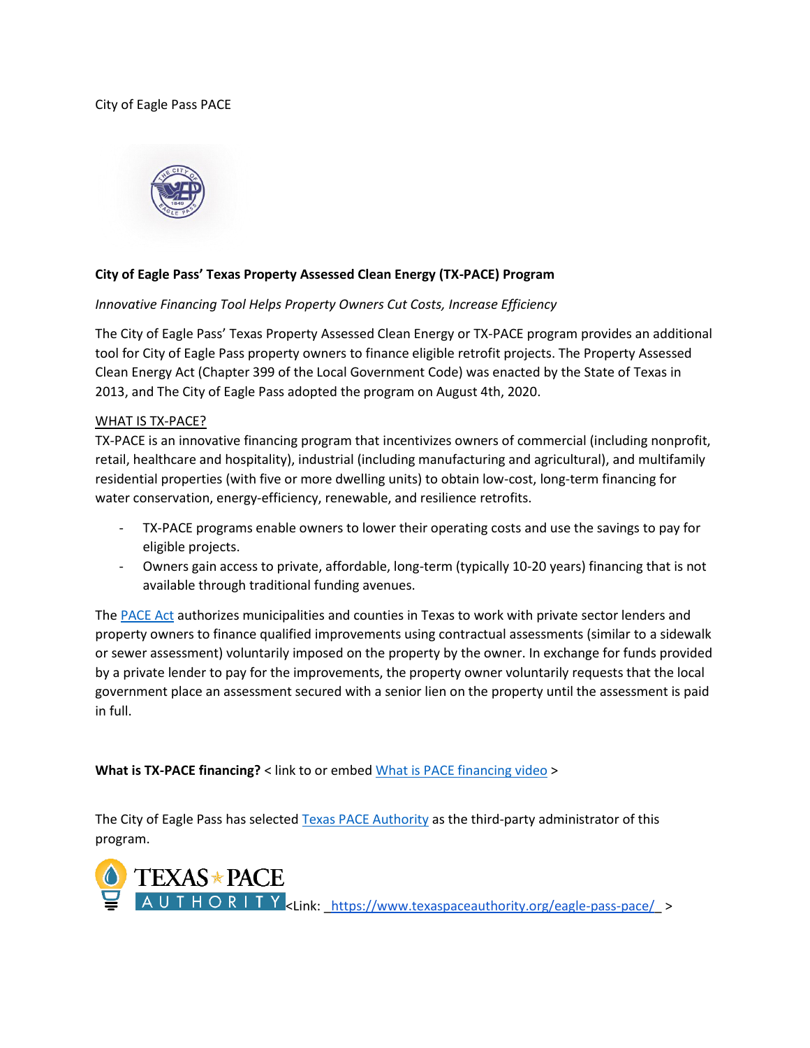City of Eagle Pass PACE

**City of Eagle Pass' Texas Property Assessed Clean Energy (TX-PACE) Program**

*Innovative Financing Tool Helps Property Owners Cut Costs, Increase Efficiency*

The City of Eagle Pass' Texas Property Assessed Clean Energy or TX-PACE program provides an additional tool for City of Eagle Pass property owners to finance eligible retrofit projects. The Property Assessed Clean Energy Act (Chapter 399 of the Local Government Code) was enacted by the State of Texas in 2013, and The City of Eagle Pass adopted the program on August 4th, 2020.

WHAT IS TX-PACE?

TX-PACE is an innovative financing program that incentivizes owners of commercial (including nonprofit, retail, healthcare and hospitality), industrial (including manufacturing and agricultural), and multifamily residential properties (with five or more dwelling units) to obtain low-cost, long-term financing for water conservation, energy-efficiency, renewable, and resilience retrofits.

- TX-PACE programs enable owners to lower their operating costs and use the savings to pay for eligible projects.
- Owners gain access to private, affordable, long-term (typically 10-20 years) financing that is not available through traditional funding avenues.

The PACE Act authorizes municipalities and counties in Texas to work with private sector lenders and property owners to finance qualified improvements using contractual assessments (similar to a sidewalk or sewer assessment) voluntarily imposed on the property by the owner. In exchange for funds provided by a private lender to pay for the improvements, the property owner voluntarily requests that the local government place an assessment secured with a senior lien on the property until the assessment is paid in full.

**What is TX-PACE financing?** < link to or embed What is PACE financing video >

The City of Eagle Pass has selected Texas PACE Authority as the third-party administrator of this program.

TEXAS PACE AUTHORITY <Link: https://www.texaspaceauthority.org/eagle-pass-pace/ >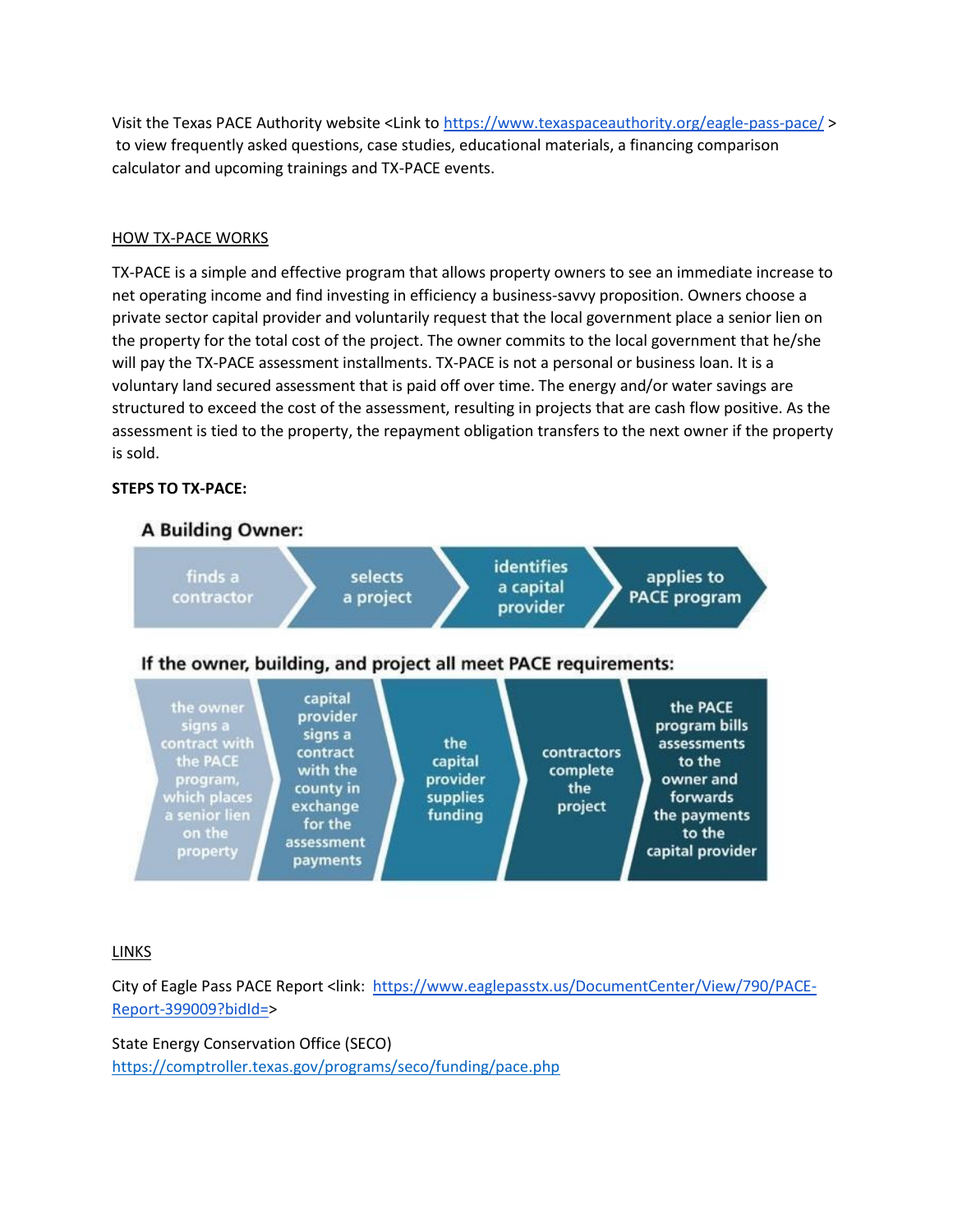Visit the Texas PACE Authority website <Link to https://www.texaspaceauthority.org/eagle-pass-pace/ > to view frequently asked questions, case studies, educational materials, a financing comparison calculator and upcoming trainings and TX-PACE events.

HOW TX-PACE WORKS

TX-PACE is a simple and effective program that allows property owners to see an immediate increase to net operating income and find investing in efficiency a business-savvy proposition. Owners choose a private sector capital provider and voluntarily request that the local government place a senior lien on the property for the total cost of the project. The owner commits to the local government that he/she will pay the TX-PACE assessment installments. TX-PACE is not a personal or business loan. It is a voluntary land secured assessment that is paid off over time. The energy and/or water savings are structured to exceed the cost of the assessment, resulting in projects that are cash flow positive. As the assessment is tied to the property, the repayment obligation transfers to the next owner if the property is sold.

**STEPS TO TX-PACE:**

**A Building Owner:**

finds a contractor → selects a project → identifies a capital provider → applies to PACE program

**If the owner, building, and project all meet PACE requirements:**

the owner signs a contract with the PACE program, which places a senior lien on the property → capital provider signs a contract with the county in exchange for the assessment payments → the capital provider supplies funding → contractors complete the project → the PACE program bills assessments to the owner and forwards the payments to the capital provider

LINKS

City of Eagle Pass PACE Report <link: https://www.eaglepasstx.us/DocumentCenter/View/790/PACE-Report-399009?bidId=>

State Energy Conservation Office (SECO)
https://comptroller.texas.gov/programs/seco/funding/pace.php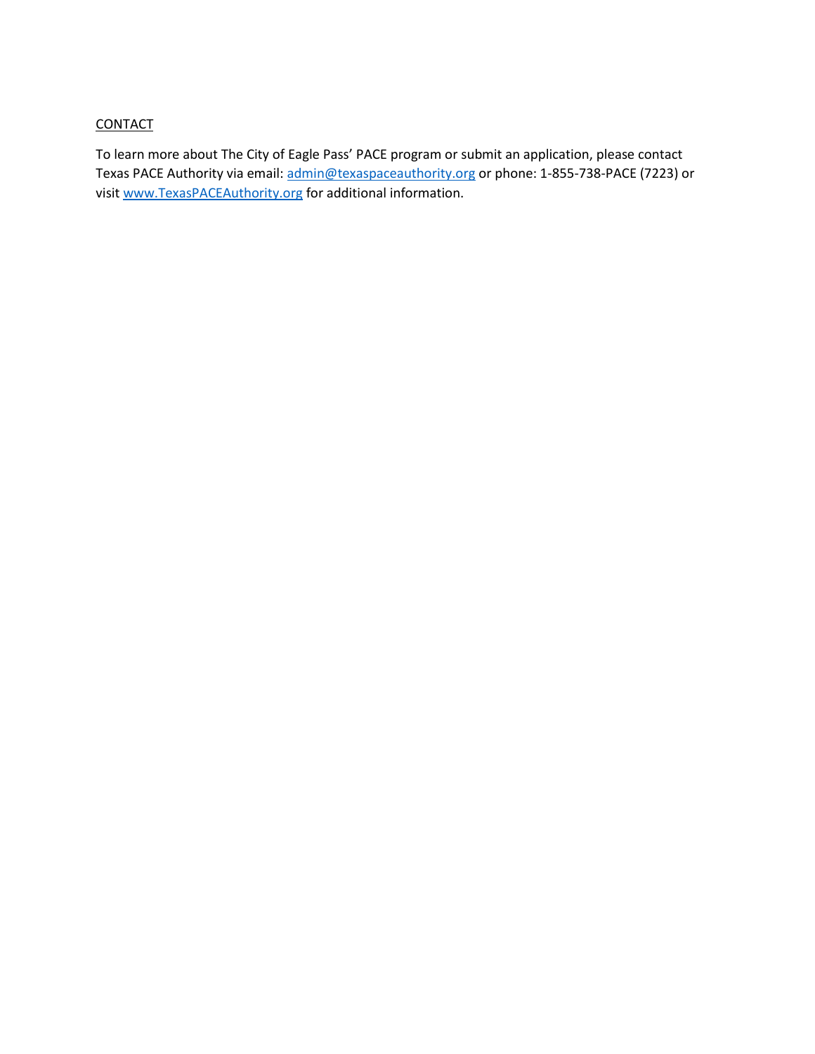<u>CONTACT</u>

To learn more about The City of Eagle Pass' PACE program or submit an application, please contact Texas PACE Authority via email: [admin@texaspaceauthority.org](mailto:admin@texaspaceauthority.org) or phone: 1-855-738-PACE (7223) or visit [www.TexasPACEAuthority.org](http://www.TexasPACEAuthority.org) for additional information.